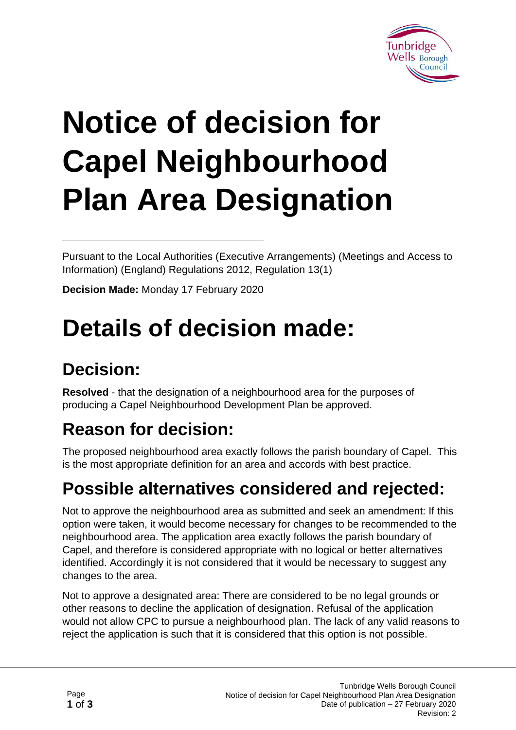# Notice of decision for Capel Neighbourhood Plan Area Designation

Pursuant to the Local Authorities (Executive Arrangements) (Meetings and Access to Information) (England) Regulations 2012, Regulation 13(1)

**Decision Made:** Monday 17 February 2020

# Details of decision made:

## Decision:

**Resolved** - that the designation of a neighbourhood area for the purposes of producing a Capel Neighbourhood Development Plan be approved.

## Reason for decision:

The proposed neighbourhood area exactly follows the parish boundary of Capel. This is the most appropriate definition for an area and accords with best practice.

## Possible alternatives considered and rejected:

Not to approve the neighbourhood area as submitted and seek an amendment: If this option were taken, it would become necessary for changes to be recommended to the neighbourhood area. The application area exactly follows the parish boundary of Capel, and therefore is considered appropriate with no logical or better alternatives identified. Accordingly it is not considered that it would be necessary to suggest any changes to the area.

Not to approve a designated area: There are considered to be no legal grounds or other reasons to decline the application of designation. Refusal of the application would not allow CPC to pursue a neighbourhood plan. The lack of any valid reasons to reject the application is such that it is considered that this option is not possible.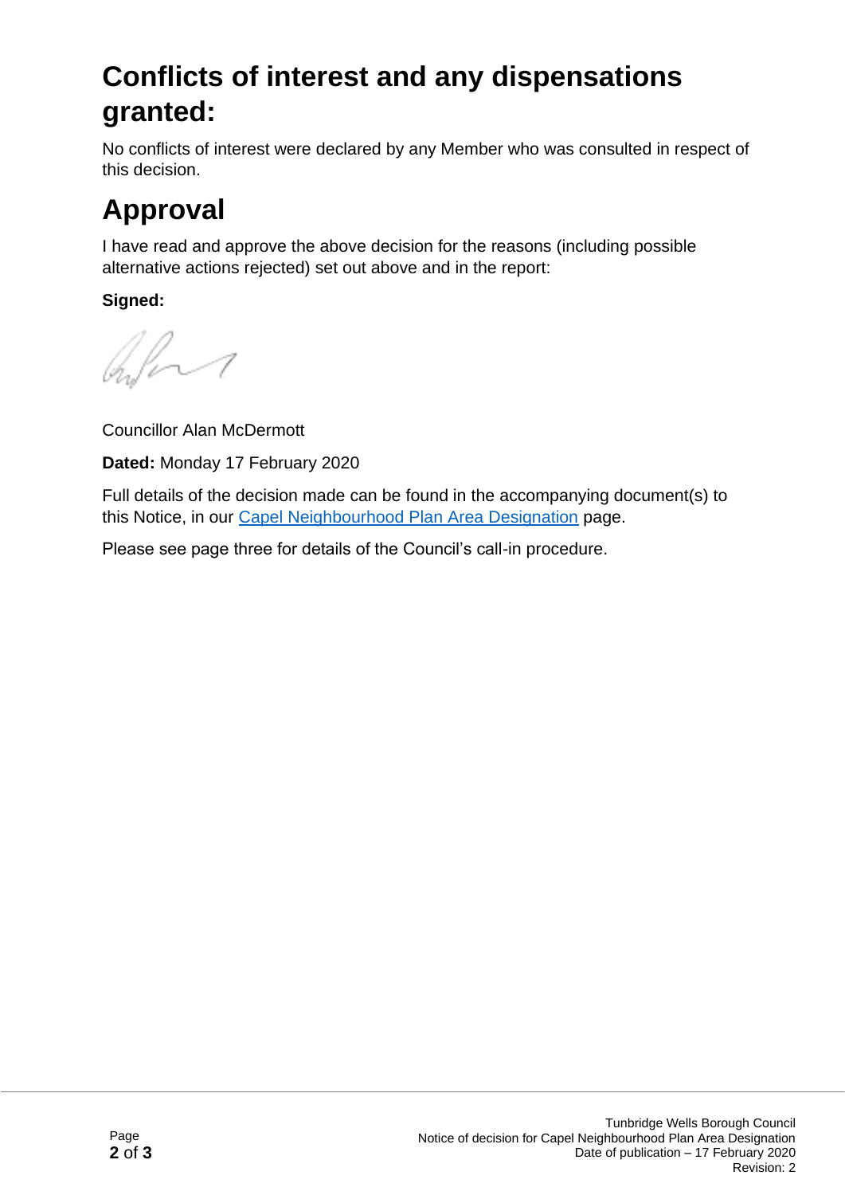# Conflicts of interest and any dispensations granted:

No conflicts of interest were declared by any Member who was consulted in respect of this decision.

# Approval

I have read and approve the above decision for the reasons (including possible alternative actions rejected) set out above and in the report:

**Signed:**

Councillor Alan McDermott

**Dated:** Monday 17 February 2020

Full details of the decision made can be found in the accompanying document(s) to this Notice, in our Capel Neighbourhood Plan Area Designation page.

Please see page three for details of the Council's call-in procedure.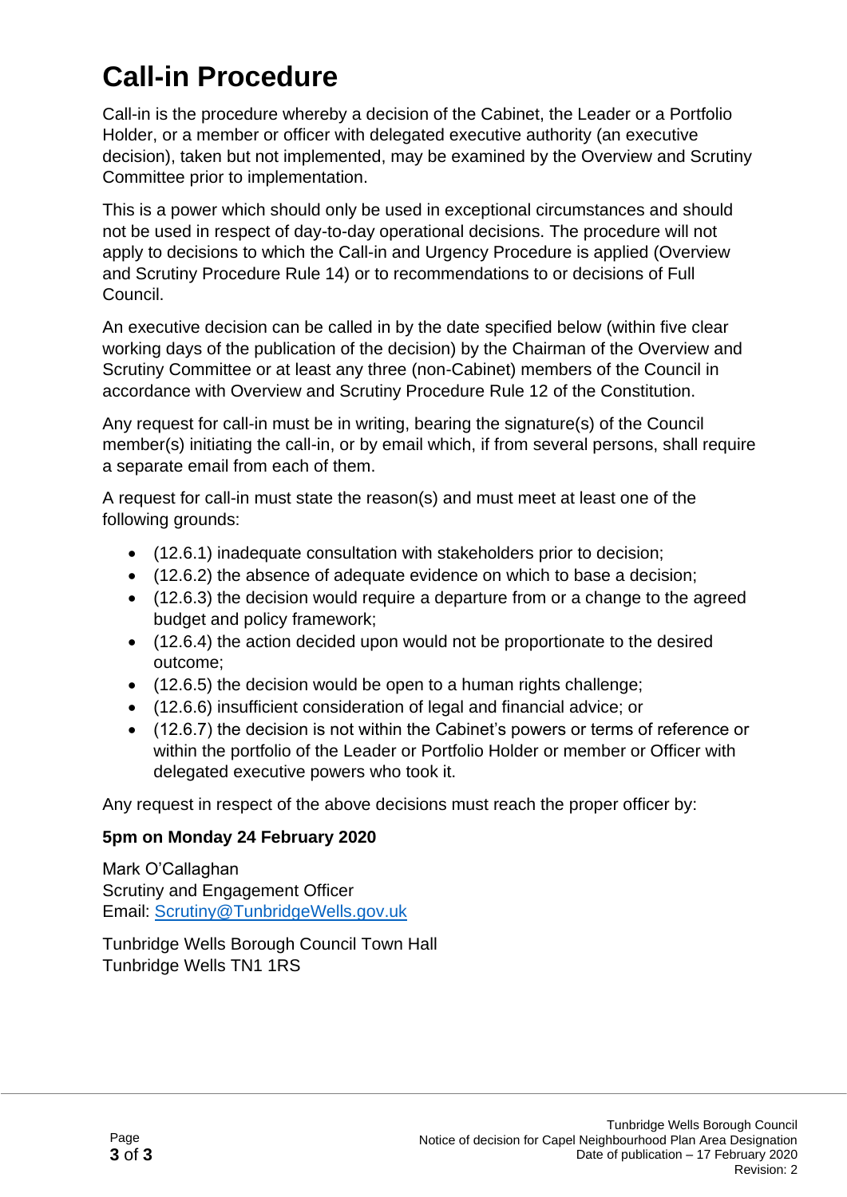# Call-in Procedure

Call-in is the procedure whereby a decision of the Cabinet, the Leader or a Portfolio Holder, or a member or officer with delegated executive authority (an executive decision), taken but not implemented, may be examined by the Overview and Scrutiny Committee prior to implementation.

This is a power which should only be used in exceptional circumstances and should not be used in respect of day-to-day operational decisions. The procedure will not apply to decisions to which the Call-in and Urgency Procedure is applied (Overview and Scrutiny Procedure Rule 14) or to recommendations to or decisions of Full Council.

An executive decision can be called in by the date specified below (within five clear working days of the publication of the decision) by the Chairman of the Overview and Scrutiny Committee or at least any three (non-Cabinet) members of the Council in accordance with Overview and Scrutiny Procedure Rule 12 of the Constitution.

Any request for call-in must be in writing, bearing the signature(s) of the Council member(s) initiating the call-in, or by email which, if from several persons, shall require a separate email from each of them.

A request for call-in must state the reason(s) and must meet at least one of the following grounds:

- (12.6.1) inadequate consultation with stakeholders prior to decision;
- (12.6.2) the absence of adequate evidence on which to base a decision;
- (12.6.3) the decision would require a departure from or a change to the agreed budget and policy framework;
- (12.6.4) the action decided upon would not be proportionate to the desired outcome;
- (12.6.5) the decision would be open to a human rights challenge;
- (12.6.6) insufficient consideration of legal and financial advice; or
- (12.6.7) the decision is not within the Cabinet's powers or terms of reference or within the portfolio of the Leader or Portfolio Holder or member or Officer with delegated executive powers who took it.

Any request in respect of the above decisions must reach the proper officer by:

**5pm on Monday 24 February 2020**

Mark O'Callaghan
Scrutiny and Engagement Officer
Email: Scrutiny@TunbridgeWells.gov.uk

Tunbridge Wells Borough Council Town Hall
Tunbridge Wells TN1 1RS